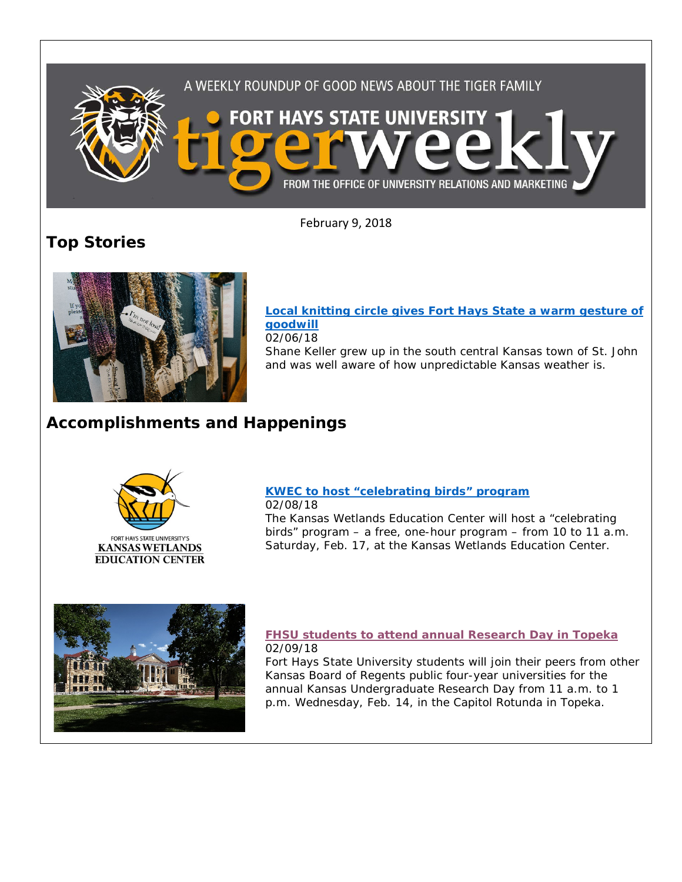A WEEKLY ROUNDUP OF GOOD NEWS ABOUT THE TIGER FAMILY

FORT HAYS STATE UNIVERSITY tigerweekly

FROM THE OFFICE OF UNIVERSITY RELATIONS AND MARKETING

February 9, 2018

## Top Stories

**Local knitting circle gives Fort Hays State a warm gesture of goodwill**
02/06/18
Shane Keller grew up in the south central Kansas town of St. John and was well aware of how unpredictable Kansas weather is.

## Accomplishments and Happenings

**KWEC to host "celebrating birds" program**
02/08/18
The Kansas Wetlands Education Center will host a "celebrating birds" program – a free, one-hour program – from 10 to 11 a.m. Saturday, Feb. 17, at the Kansas Wetlands Education Center.

**FHSU students to attend annual Research Day in Topeka**
02/09/18
Fort Hays State University students will join their peers from other Kansas Board of Regents public four-year universities for the annual Kansas Undergraduate Research Day from 11 a.m. to 1 p.m. Wednesday, Feb. 14, in the Capitol Rotunda in Topeka.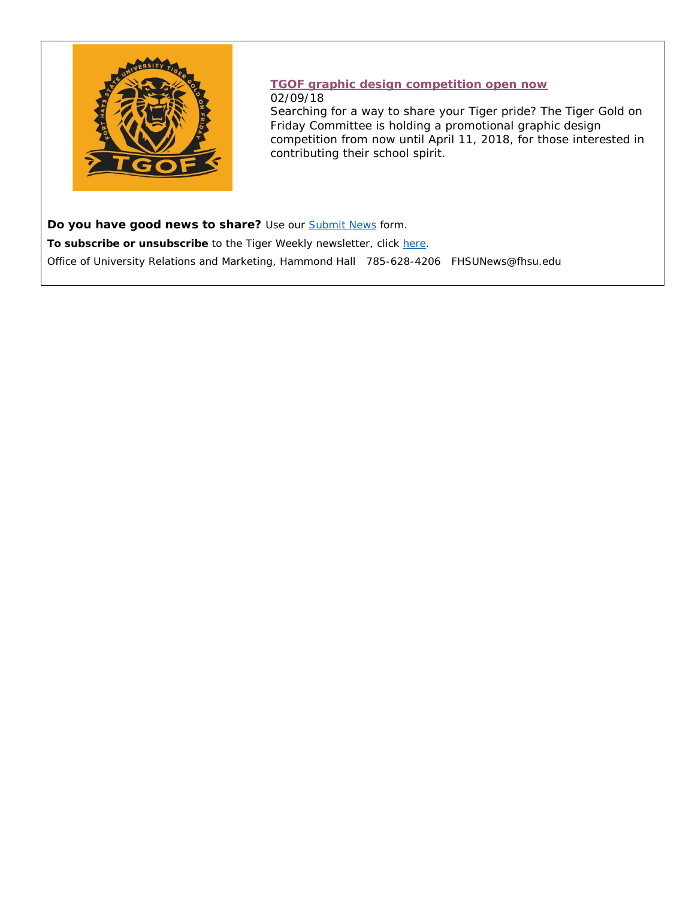**TGOF graphic design competition open now**

02/09/18

Searching for a way to share your Tiger pride? The Tiger Gold on Friday Committee is holding a promotional graphic design competition from now until April 11, 2018, for those interested in contributing their school spirit.

**Do you have good news to share?** Use our Submit News form.

**To subscribe or unsubscribe** to the Tiger Weekly newsletter, click here.

Office of University Relations and Marketing, Hammond Hall 785-628-4206 FHSUNews@fhsu.edu